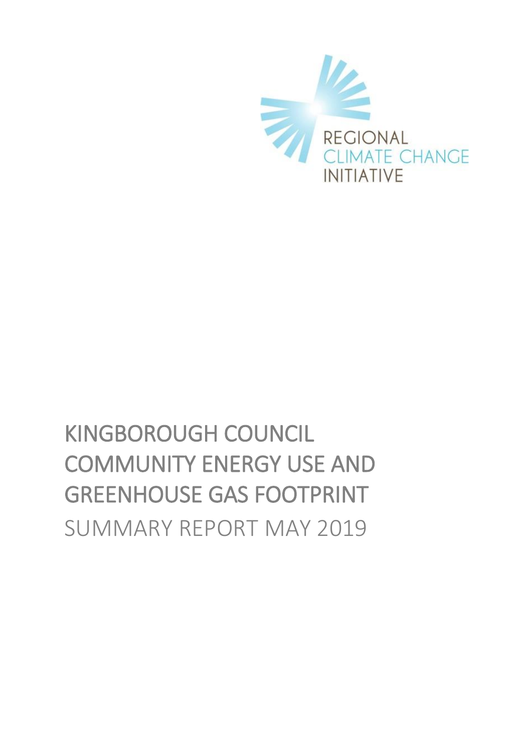REGIONAL
CLIMATE CHANGE
INITIATIVE

# KINGBOROUGH COUNCIL COMMUNITY ENERGY USE AND GREENHOUSE GAS FOOTPRINT

SUMMARY REPORT MAY 2019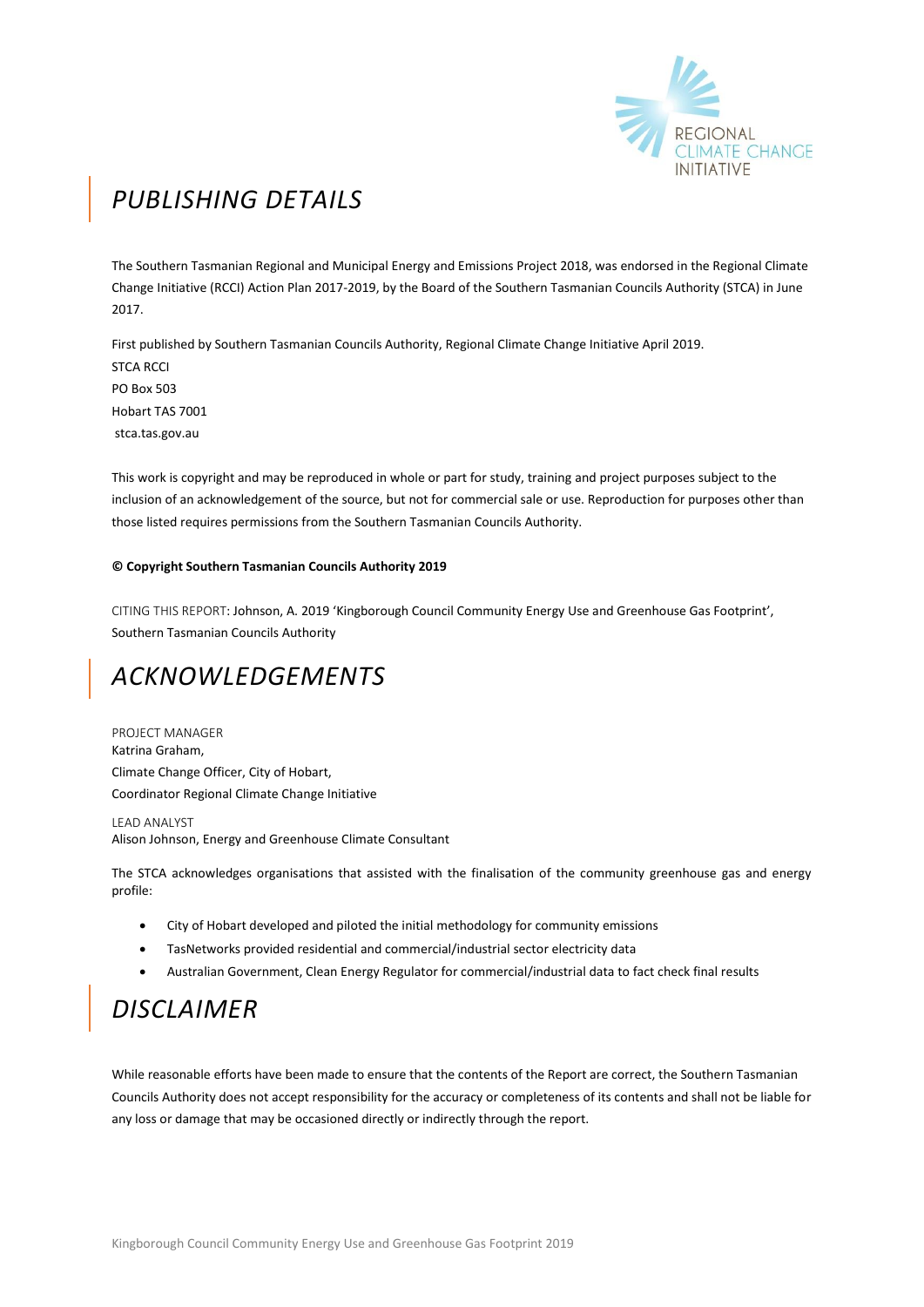## *PUBLISHING DETAILS*

The Southern Tasmanian Regional and Municipal Energy and Emissions Project 2018, was endorsed in the Regional Climate Change Initiative (RCCI) Action Plan 2017-2019, by the Board of the Southern Tasmanian Councils Authority (STCA) in June 2017.

First published by Southern Tasmanian Councils Authority, Regional Climate Change Initiative April 2019.
STCA RCCI
PO Box 503
Hobart TAS 7001
stca.tas.gov.au

This work is copyright and may be reproduced in whole or part for study, training and project purposes subject to the inclusion of an acknowledgement of the source, but not for commercial sale or use. Reproduction for purposes other than those listed requires permissions from the Southern Tasmanian Councils Authority.

**© Copyright Southern Tasmanian Councils Authority 2019**

CITING THIS REPORT: Johnson, A. 2019 'Kingborough Council Community Energy Use and Greenhouse Gas Footprint', Southern Tasmanian Councils Authority

## *ACKNOWLEDGEMENTS*

PROJECT MANAGER
Katrina Graham,
Climate Change Officer, City of Hobart,
Coordinator Regional Climate Change Initiative

LEAD ANALYST
Alison Johnson, Energy and Greenhouse Climate Consultant

The STCA acknowledges organisations that assisted with the finalisation of the community greenhouse gas and energy profile:

- City of Hobart developed and piloted the initial methodology for community emissions
- TasNetworks provided residential and commercial/industrial sector electricity data
- Australian Government, Clean Energy Regulator for commercial/industrial data to fact check final results

## *DISCLAIMER*

While reasonable efforts have been made to ensure that the contents of the Report are correct, the Southern Tasmanian Councils Authority does not accept responsibility for the accuracy or completeness of its contents and shall not be liable for any loss or damage that may be occasioned directly or indirectly through the report.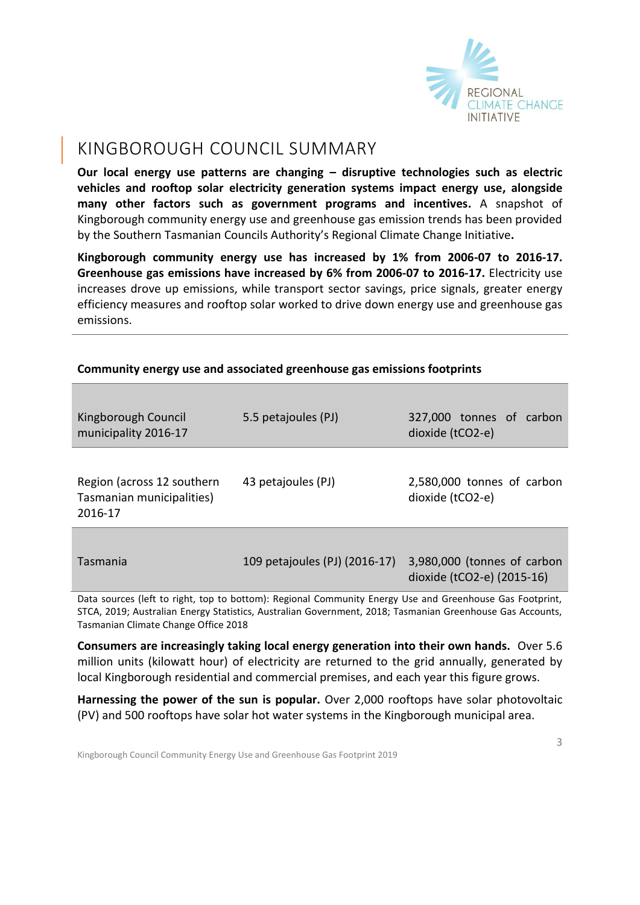# KINGBOROUGH COUNCIL SUMMARY

**Our local energy use patterns are changing – disruptive technologies such as electric vehicles and rooftop solar electricity generation systems impact energy use, alongside many other factors such as government programs and incentives.** A snapshot of Kingborough community energy use and greenhouse gas emission trends has been provided by the Southern Tasmanian Councils Authority's Regional Climate Change Initiative**.**

**Kingborough community energy use has increased by 1% from 2006-07 to 2016-17. Greenhouse gas emissions have increased by 6% from 2006-07 to 2016-17.** Electricity use increases drove up emissions, while transport sector savings, price signals, greater energy efficiency measures and rooftop solar worked to drive down energy use and greenhouse gas emissions.

**Community energy use and associated greenhouse gas emissions footprints**

| | | |
|---|---|---|
| Kingborough Council municipality 2016-17 | 5.5 petajoules (PJ) | 327,000 tonnes of carbon dioxide (tCO2-e) |
| Region (across 12 southern Tasmanian municipalities) 2016-17 | 43 petajoules (PJ) | 2,580,000 tonnes of carbon dioxide (tCO2-e) |
| Tasmania | 109 petajoules (PJ) (2016-17) | 3,980,000 (tonnes of carbon dioxide (tCO2-e) (2015-16) |

Data sources (left to right, top to bottom): Regional Community Energy Use and Greenhouse Gas Footprint, STCA, 2019; Australian Energy Statistics, Australian Government, 2018; Tasmanian Greenhouse Gas Accounts, Tasmanian Climate Change Office 2018

**Consumers are increasingly taking local energy generation into their own hands.** Over 5.6 million units (kilowatt hour) of electricity are returned to the grid annually, generated by local Kingborough residential and commercial premises, and each year this figure grows.

**Harnessing the power of the sun is popular.** Over 2,000 rooftops have solar photovoltaic (PV) and 500 rooftops have solar hot water systems in the Kingborough municipal area.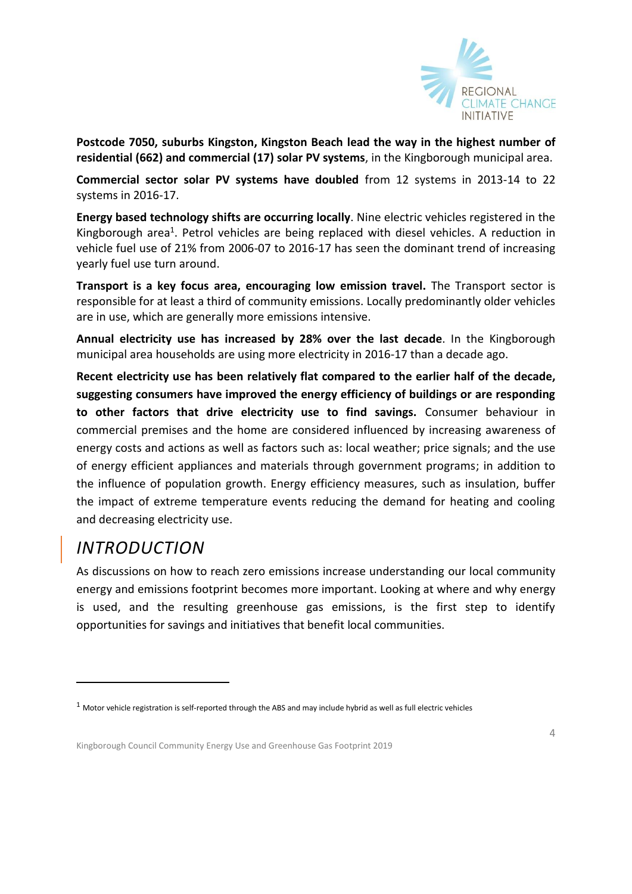**Postcode 7050, suburbs Kingston, Kingston Beach lead the way in the highest number of residential (662) and commercial (17) solar PV systems**, in the Kingborough municipal area.

**Commercial sector solar PV systems have doubled** from 12 systems in 2013-14 to 22 systems in 2016-17.

**Energy based technology shifts are occurring locally**. Nine electric vehicles registered in the Kingborough area[1]. Petrol vehicles are being replaced with diesel vehicles. A reduction in vehicle fuel use of 21% from 2006-07 to 2016-17 has seen the dominant trend of increasing yearly fuel use turn around.

**Transport is a key focus area, encouraging low emission travel.** The Transport sector is responsible for at least a third of community emissions. Locally predominantly older vehicles are in use, which are generally more emissions intensive.

**Annual electricity use has increased by 28% over the last decade**. In the Kingborough municipal area households are using more electricity in 2016-17 than a decade ago.

**Recent electricity use has been relatively flat compared to the earlier half of the decade, suggesting consumers have improved the energy efficiency of buildings or are responding to other factors that drive electricity use to find savings.** Consumer behaviour in commercial premises and the home are considered influenced by increasing awareness of energy costs and actions as well as factors such as: local weather; price signals; and the use of energy efficient appliances and materials through government programs; in addition to the influence of population growth. Energy efficiency measures, such as insulation, buffer the impact of extreme temperature events reducing the demand for heating and cooling and decreasing electricity use.

## *INTRODUCTION*

As discussions on how to reach zero emissions increase understanding our local community energy and emissions footprint becomes more important. Looking at where and why energy is used, and the resulting greenhouse gas emissions, is the first step to identify opportunities for savings and initiatives that benefit local communities.

---

[1] Motor vehicle registration is self-reported through the ABS and may include hybrid as well as full electric vehicles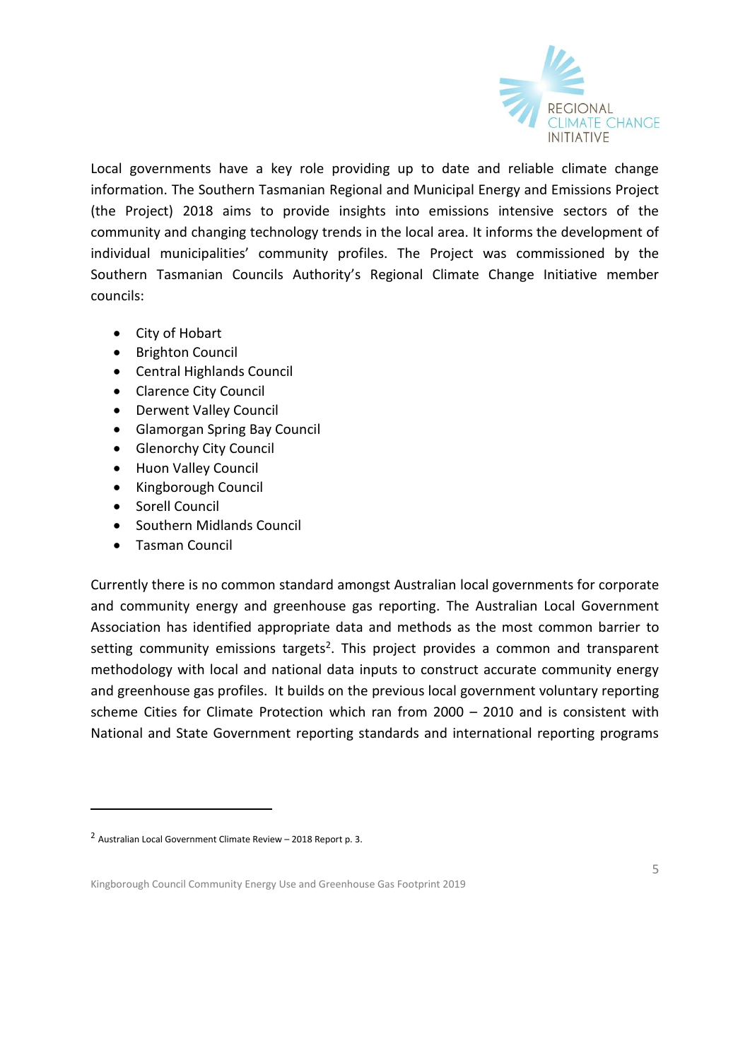Local governments have a key role providing up to date and reliable climate change information. The Southern Tasmanian Regional and Municipal Energy and Emissions Project (the Project) 2018 aims to provide insights into emissions intensive sectors of the community and changing technology trends in the local area. It informs the development of individual municipalities' community profiles. The Project was commissioned by the Southern Tasmanian Councils Authority's Regional Climate Change Initiative member councils:

- City of Hobart
- Brighton Council
- Central Highlands Council
- Clarence City Council
- Derwent Valley Council
- Glamorgan Spring Bay Council
- Glenorchy City Council
- Huon Valley Council
- Kingborough Council
- Sorell Council
- Southern Midlands Council
- Tasman Council

Currently there is no common standard amongst Australian local governments for corporate and community energy and greenhouse gas reporting. The Australian Local Government Association has identified appropriate data and methods as the most common barrier to setting community emissions targets[2]. This project provides a common and transparent methodology with local and national data inputs to construct accurate community energy and greenhouse gas profiles. It builds on the previous local government voluntary reporting scheme Cities for Climate Protection which ran from 2000 – 2010 and is consistent with National and State Government reporting standards and international reporting programs

[2] Australian Local Government Climate Review – 2018 Report p. 3.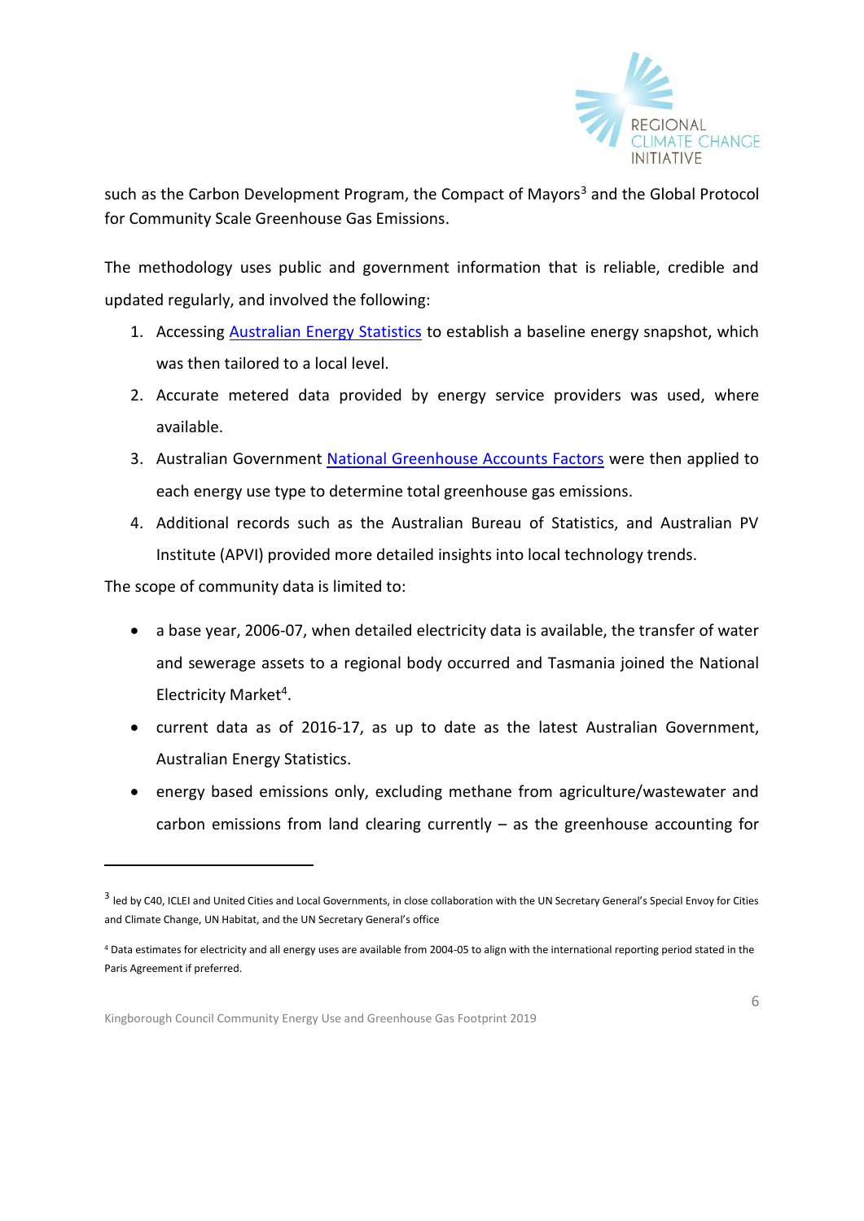such as the Carbon Development Program, the Compact of Mayors[3] and the Global Protocol for Community Scale Greenhouse Gas Emissions.

The methodology uses public and government information that is reliable, credible and updated regularly, and involved the following:

1. Accessing Australian Energy Statistics to establish a baseline energy snapshot, which was then tailored to a local level.
2. Accurate metered data provided by energy service providers was used, where available.
3. Australian Government National Greenhouse Accounts Factors were then applied to each energy use type to determine total greenhouse gas emissions.
4. Additional records such as the Australian Bureau of Statistics, and Australian PV Institute (APVI) provided more detailed insights into local technology trends.

The scope of community data is limited to:

- a base year, 2006-07, when detailed electricity data is available, the transfer of water and sewerage assets to a regional body occurred and Tasmania joined the National Electricity Market[4].
- current data as of 2016-17, as up to date as the latest Australian Government, Australian Energy Statistics.
- energy based emissions only, excluding methane from agriculture/wastewater and carbon emissions from land clearing currently – as the greenhouse accounting for

---

[3] led by C40, ICLEI and United Cities and Local Governments, in close collaboration with the UN Secretary General's Special Envoy for Cities and Climate Change, UN Habitat, and the UN Secretary General's office

[4] Data estimates for electricity and all energy uses are available from 2004-05 to align with the international reporting period stated in the Paris Agreement if preferred.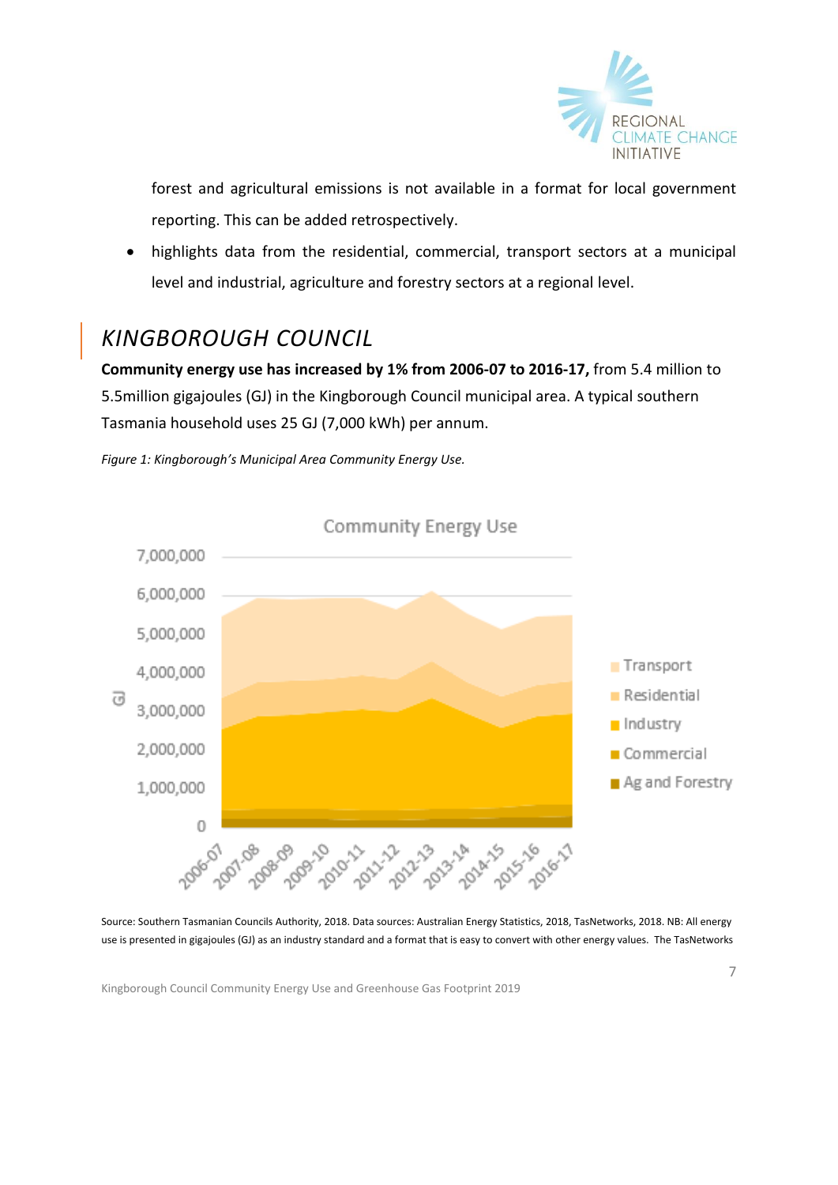forest and agricultural emissions is not available in a format for local government reporting. This can be added retrospectively.

- highlights data from the residential, commercial, transport sectors at a municipal level and industrial, agriculture and forestry sectors at a regional level.

## KINGBOROUGH COUNCIL

**Community energy use has increased by 1% from 2006-07 to 2016-17,** from 5.4 million to 5.5million gigajoules (GJ) in the Kingborough Council municipal area. A typical southern Tasmania household uses 25 GJ (7,000 kWh) per annum.

*Figure 1: Kingborough's Municipal Area Community Energy Use.*

Source: Southern Tasmanian Councils Authority, 2018. Data sources: Australian Energy Statistics, 2018, TasNetworks, 2018. NB: All energy use is presented in gigajoules (GJ) as an industry standard and a format that is easy to convert with other energy values. The TasNetworks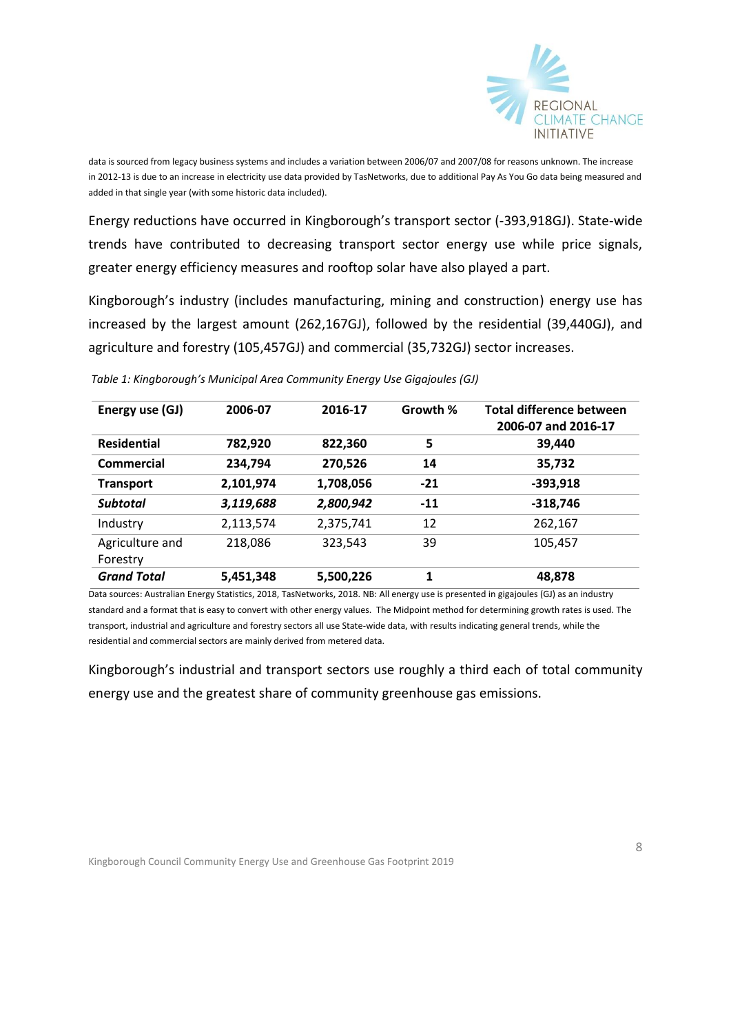data is sourced from legacy business systems and includes a variation between 2006/07 and 2007/08 for reasons unknown. The increase in 2012-13 is due to an increase in electricity use data provided by TasNetworks, due to additional Pay As You Go data being measured and added in that single year (with some historic data included).

Energy reductions have occurred in Kingborough's transport sector (-393,918GJ). State-wide trends have contributed to decreasing transport sector energy use while price signals, greater energy efficiency measures and rooftop solar have also played a part.

Kingborough's industry (includes manufacturing, mining and construction) energy use has increased by the largest amount (262,167GJ), followed by the residential (39,440GJ), and agriculture and forestry (105,457GJ) and commercial (35,732GJ) sector increases.

*Table 1: Kingborough's Municipal Area Community Energy Use Gigajoules (GJ)*

| Energy use (GJ) | 2006-07 | 2016-17 | Growth % | Total difference between 2006-07 and 2016-17 |
|---|---|---|---|---|
| **Residential** | **782,920** | **822,360** | **5** | **39,440** |
| **Commercial** | **234,794** | **270,526** | **14** | **35,732** |
| **Transport** | **2,101,974** | **1,708,056** | **-21** | **-393,918** |
| ***Subtotal*** | ***3,119,688*** | ***2,800,942*** | **-11** | **-318,746** |
| Industry | 2,113,574 | 2,375,741 | 12 | 262,167 |
| Agriculture and Forestry | 218,086 | 323,543 | 39 | 105,457 |
| ***Grand Total*** | **5,451,348** | **5,500,226** | **1** | **48,878** |

Data sources: Australian Energy Statistics, 2018, TasNetworks, 2018. NB: All energy use is presented in gigajoules (GJ) as an industry standard and a format that is easy to convert with other energy values. The Midpoint method for determining growth rates is used. The transport, industrial and agriculture and forestry sectors all use State-wide data, with results indicating general trends, while the residential and commercial sectors are mainly derived from metered data.

Kingborough's industrial and transport sectors use roughly a third each of total community energy use and the greatest share of community greenhouse gas emissions.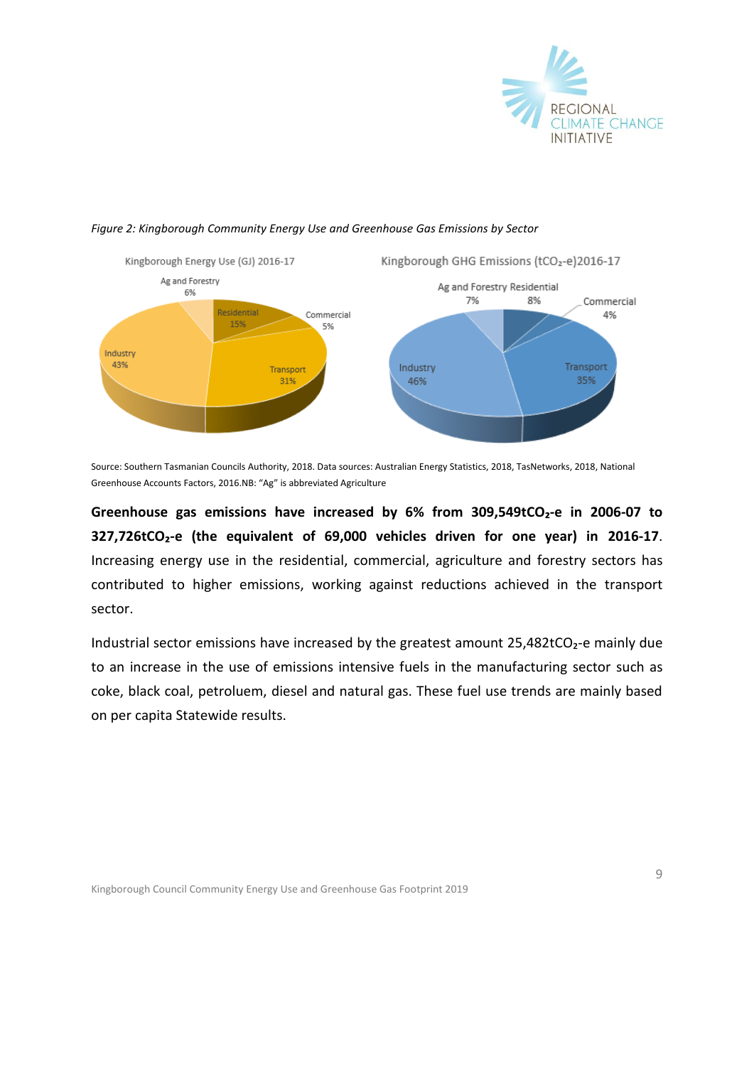*Figure 2: Kingborough Community Energy Use and Greenhouse Gas Emissions by Sector*

Source: Southern Tasmanian Councils Authority, 2018. Data sources: Australian Energy Statistics, 2018, TasNetworks, 2018, National Greenhouse Accounts Factors, 2016.NB: "Ag" is abbreviated Agriculture

**Greenhouse gas emissions have increased by 6% from 309,549t$CO_2$-e in 2006-07 to 327,726t$CO_2$-e (the equivalent of 69,000 vehicles driven for one year) in 2016-17**. Increasing energy use in the residential, commercial, agriculture and forestry sectors has contributed to higher emissions, working against reductions achieved in the transport sector.

Industrial sector emissions have increased by the greatest amount 25,482t$CO_2$-e mainly due to an increase in the use of emissions intensive fuels in the manufacturing sector such as coke, black coal, petroluem, diesel and natural gas. These fuel use trends are mainly based on per capita Statewide results.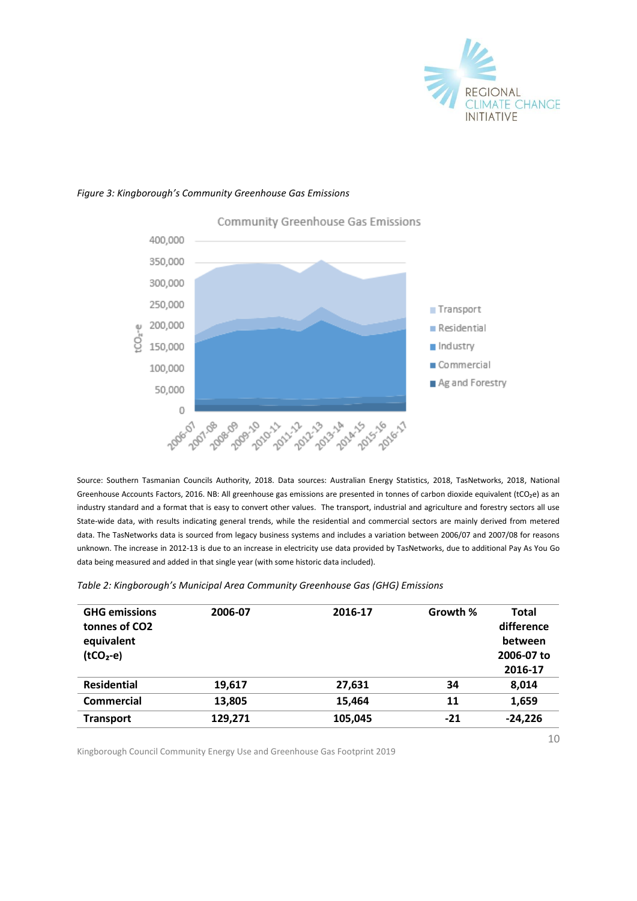*Figure 3: Kingborough's Community Greenhouse Gas Emissions*

Source: Southern Tasmanian Councils Authority, 2018. Data sources: Australian Energy Statistics, 2018, TasNetworks, 2018, National Greenhouse Accounts Factors, 2016. NB: All greenhouse gas emissions are presented in tonnes of carbon dioxide equivalent ($tCO_2e$) as an industry standard and a format that is easy to convert other values. The transport, industrial and agriculture and forestry sectors all use State-wide data, with results indicating general trends, while the residential and commercial sectors are mainly derived from metered data. The TasNetworks data is sourced from legacy business systems and includes a variation between 2006/07 and 2007/08 for reasons unknown. The increase in 2012-13 is due to an increase in electricity use data provided by TasNetworks, due to additional Pay As You Go data being measured and added in that single year (with some historic data included).

*Table 2: Kingborough's Municipal Area Community Greenhouse Gas (GHG) Emissions*

| GHG emissions tonnes of CO2 equivalent ($tCO_2$-e) | 2006-07 | 2016-17 | Growth % | Total difference between 2006-07 to 2016-17 |
|---|---|---|---|---|
| Residential | 19,617 | 27,631 | 34 | 8,014 |
| Commercial | 13,805 | 15,464 | 11 | 1,659 |
| Transport | 129,271 | 105,045 | -21 | -24,226 |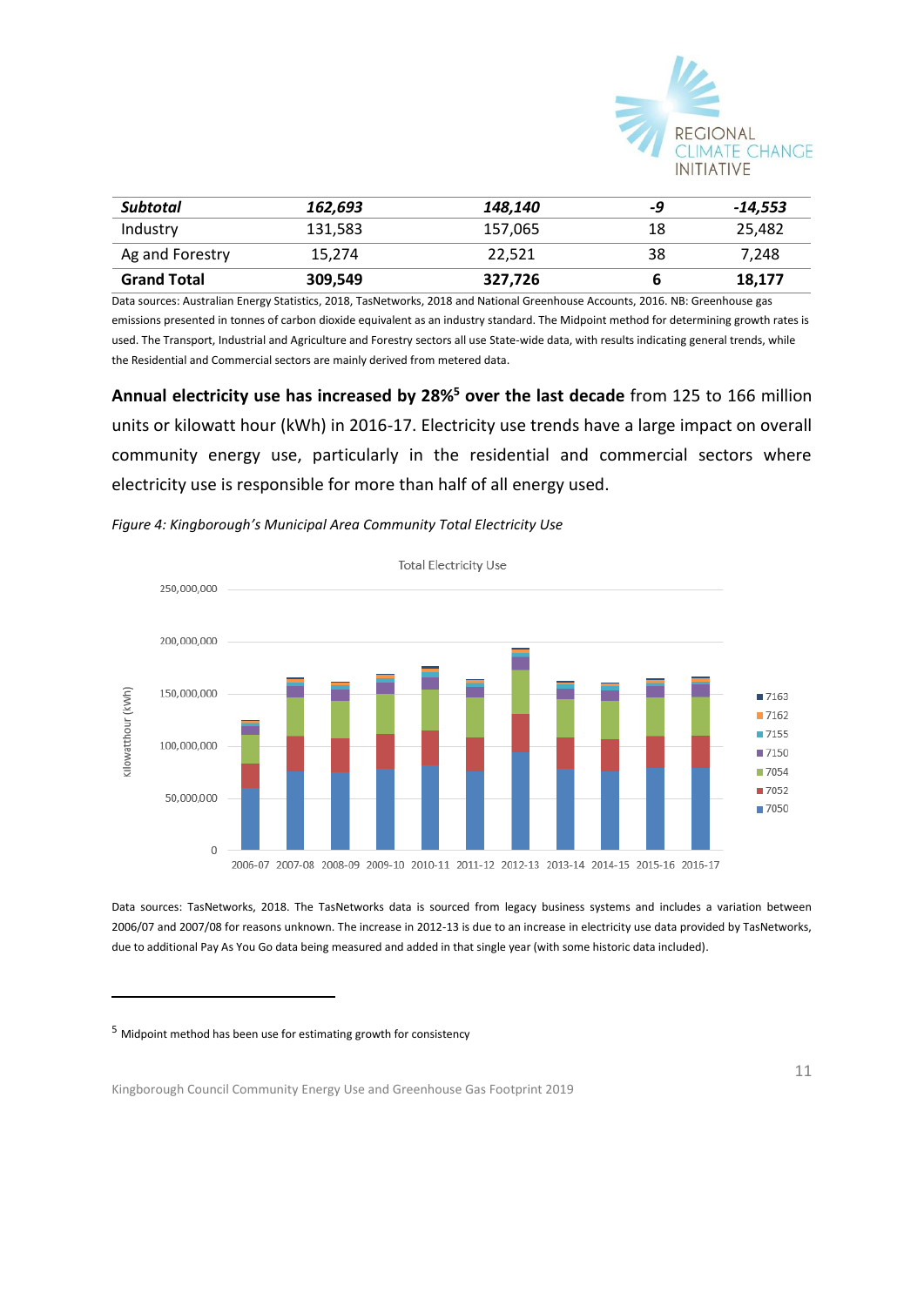| *Subtotal* | *162,693* | *148,140* | *-9* | *-14,553* |
|---|---|---|---|---|
| Industry | 131,583 | 157,065 | 18 | 25,482 |
| Ag and Forestry | 15,274 | 22,521 | 38 | 7,248 |
| **Grand Total** | **309,549** | **327,726** | **6** | **18,177** |

Data sources: Australian Energy Statistics, 2018, TasNetworks, 2018 and National Greenhouse Accounts, 2016. NB: Greenhouse gas emissions presented in tonnes of carbon dioxide equivalent as an industry standard. The Midpoint method for determining growth rates is used. The Transport, Industrial and Agriculture and Forestry sectors all use State-wide data, with results indicating general trends, while the Residential and Commercial sectors are mainly derived from metered data.

**Annual electricity use has increased by 28%[5] over the last decade** from 125 to 166 million units or kilowatt hour (kWh) in 2016-17. Electricity use trends have a large impact on overall community energy use, particularly in the residential and commercial sectors where electricity use is responsible for more than half of all energy used.

*Figure 4: Kingborough's Municipal Area Community Total Electricity Use*

Data sources: TasNetworks, 2018. The TasNetworks data is sourced from legacy business systems and includes a variation between 2006/07 and 2007/08 for reasons unknown. The increase in 2012-13 is due to an increase in electricity use data provided by TasNetworks, due to additional Pay As You Go data being measured and added in that single year (with some historic data included).

[5] Midpoint method has been use for estimating growth for consistency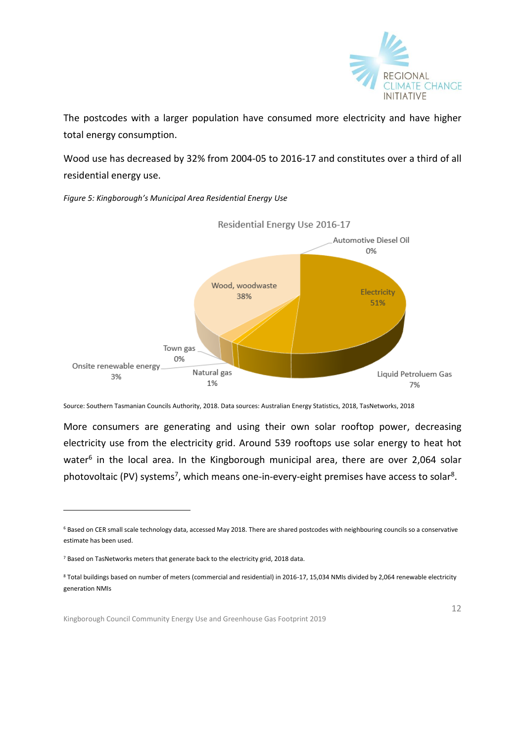The postcodes with a larger population have consumed more electricity and have higher total energy consumption.

Wood use has decreased by 32% from 2004-05 to 2016-17 and constitutes over a third of all residential energy use.

*Figure 5: Kingborough's Municipal Area Residential Energy Use*

Residential Energy Use 2016-17

Automotive Diesel Oil 0%
Electricity 51%
Liquid Petroluem Gas 7%
Natural gas 1%
Onsite renewable energy 3%
Town gas 0%
Wood, woodwaste 38%

Source: Southern Tasmanian Councils Authority, 2018. Data sources: Australian Energy Statistics, 2018, TasNetworks, 2018

More consumers are generating and using their own solar rooftop power, decreasing electricity use from the electricity grid. Around 539 rooftops use solar energy to heat hot water[6] in the local area. In the Kingborough municipal area, there are over 2,064 solar photovoltaic (PV) systems[7], which means one-in-every-eight premises have access to solar[8].

---

[6] Based on CER small scale technology data, accessed May 2018. There are shared postcodes with neighbouring councils so a conservative estimate has been used.

[7] Based on TasNetworks meters that generate back to the electricity grid, 2018 data.

[8] Total buildings based on number of meters (commercial and residential) in 2016-17, 15,034 NMIs divided by 2,064 renewable electricity generation NMIs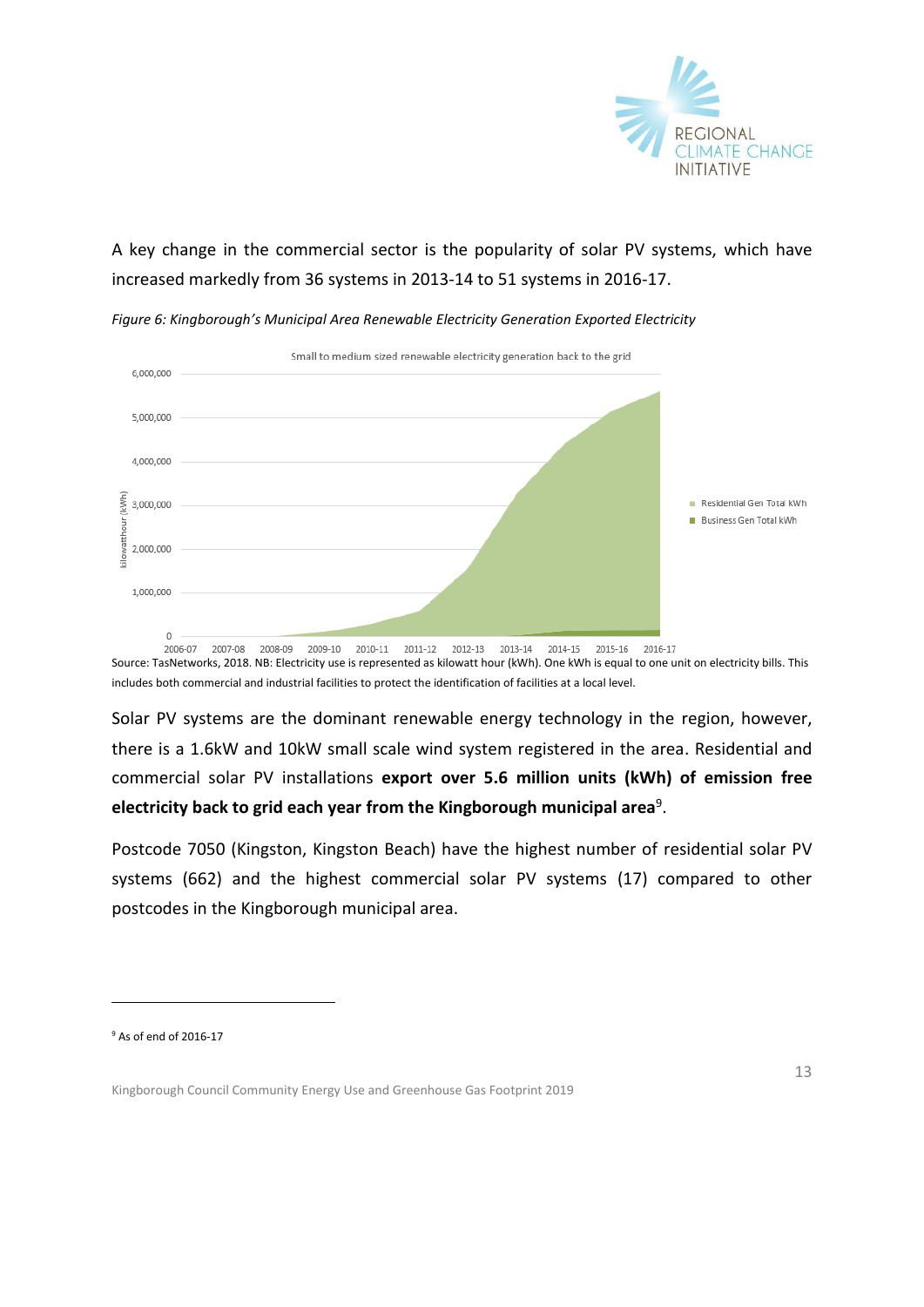A key change in the commercial sector is the popularity of solar PV systems, which have increased markedly from 36 systems in 2013-14 to 51 systems in 2016-17.

*Figure 6: Kingborough's Municipal Area Renewable Electricity Generation Exported Electricity*

Source: TasNetworks, 2018. NB: Electricity use is represented as kilowatt hour (kWh). One kWh is equal to one unit on electricity bills. This includes both commercial and industrial facilities to protect the identification of facilities at a local level.

Solar PV systems are the dominant renewable energy technology in the region, however, there is a 1.6kW and 10kW small scale wind system registered in the area. Residential and commercial solar PV installations **export over 5.6 million units (kWh) of emission free electricity back to grid each year from the Kingborough municipal area**[9].

Postcode 7050 (Kingston, Kingston Beach) have the highest number of residential solar PV systems (662) and the highest commercial solar PV systems (17) compared to other postcodes in the Kingborough municipal area.

[9] As of end of 2016-17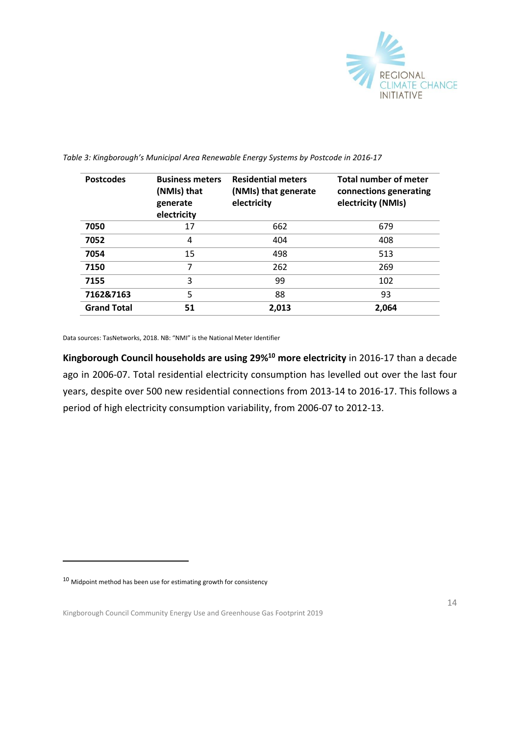*Table 3: Kingborough's Municipal Area Renewable Energy Systems by Postcode in 2016-17*

| Postcodes | Business meters (NMIs) that generate electricity | Residential meters (NMIs) that generate electricity | Total number of meter connections generating electricity (NMIs) |
|---|---|---|---|
| **7050** | 17 | 662 | 679 |
| **7052** | 4 | 404 | 408 |
| **7054** | 15 | 498 | 513 |
| **7150** | 7 | 262 | 269 |
| **7155** | 3 | 99 | 102 |
| **7162&7163** | 5 | 88 | 93 |
| **Grand Total** | **51** | **2,013** | **2,064** |

Data sources: TasNetworks, 2018. NB: "NMI" is the National Meter Identifier

**Kingborough Council households are using 29%[10] more electricity** in 2016-17 than a decade ago in 2006-07. Total residential electricity consumption has levelled out over the last four years, despite over 500 new residential connections from 2013-14 to 2016-17. This follows a period of high electricity consumption variability, from 2006-07 to 2012-13.

[10] Midpoint method has been use for estimating growth for consistency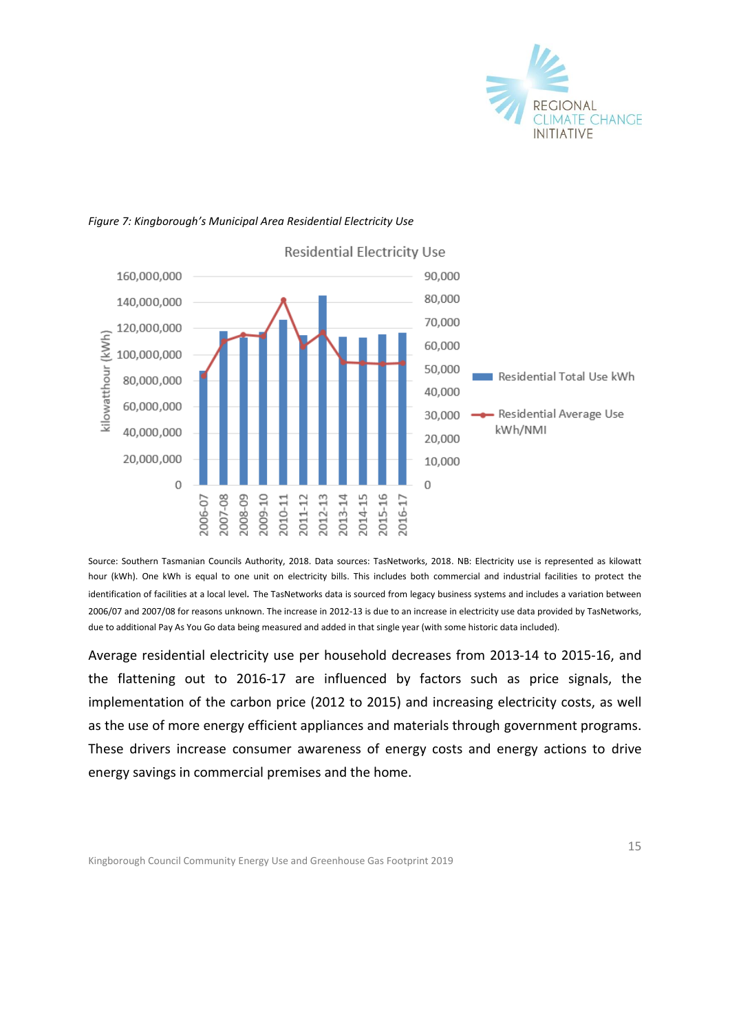*Figure 7: Kingborough's Municipal Area Residential Electricity Use*

Source: Southern Tasmanian Councils Authority, 2018. Data sources: TasNetworks, 2018. NB: Electricity use is represented as kilowatt hour (kWh). One kWh is equal to one unit on electricity bills. This includes both commercial and industrial facilities to protect the identification of facilities at a local level. The TasNetworks data is sourced from legacy business systems and includes a variation between 2006/07 and 2007/08 for reasons unknown. The increase in 2012-13 is due to an increase in electricity use data provided by TasNetworks, due to additional Pay As You Go data being measured and added in that single year (with some historic data included).

Average residential electricity use per household decreases from 2013-14 to 2015-16, and the flattening out to 2016-17 are influenced by factors such as price signals, the implementation of the carbon price (2012 to 2015) and increasing electricity costs, as well as the use of more energy efficient appliances and materials through government programs. These drivers increase consumer awareness of energy costs and energy actions to drive energy savings in commercial premises and the home.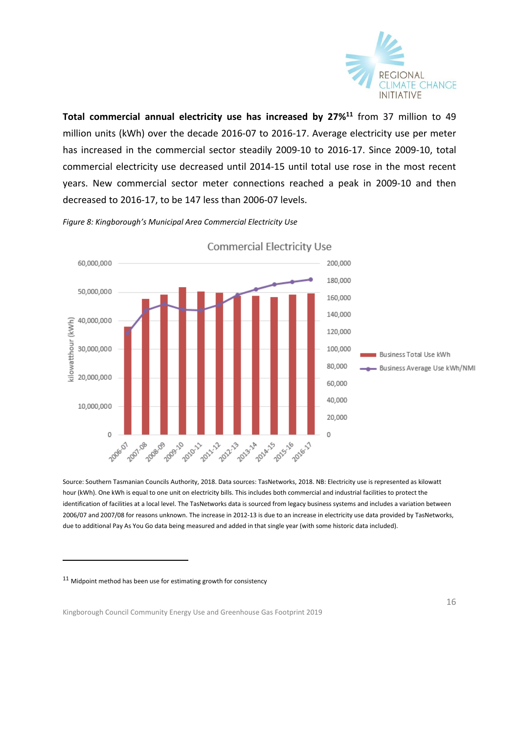**Total commercial annual electricity use has increased by 27%**[11] from 37 million to 49 million units (kWh) over the decade 2016-07 to 2016-17. Average electricity use per meter has increased in the commercial sector steadily 2009-10 to 2016-17. Since 2009-10, total commercial electricity use decreased until 2014-15 until total use rose in the most recent years. New commercial sector meter connections reached a peak in 2009-10 and then decreased to 2016-17, to be 147 less than 2006-07 levels.

*Figure 8: Kingborough's Municipal Area Commercial Electricity Use*

Source: Southern Tasmanian Councils Authority, 2018. Data sources: TasNetworks, 2018. NB: Electricity use is represented as kilowatt hour (kWh). One kWh is equal to one unit on electricity bills. This includes both commercial and industrial facilities to protect the identification of facilities at a local level. The TasNetworks data is sourced from legacy business systems and includes a variation between 2006/07 and 2007/08 for reasons unknown. The increase in 2012-13 is due to an increase in electricity use data provided by TasNetworks, due to additional Pay As You Go data being measured and added in that single year (with some historic data included).

---

[11] Midpoint method has been use for estimating growth for consistency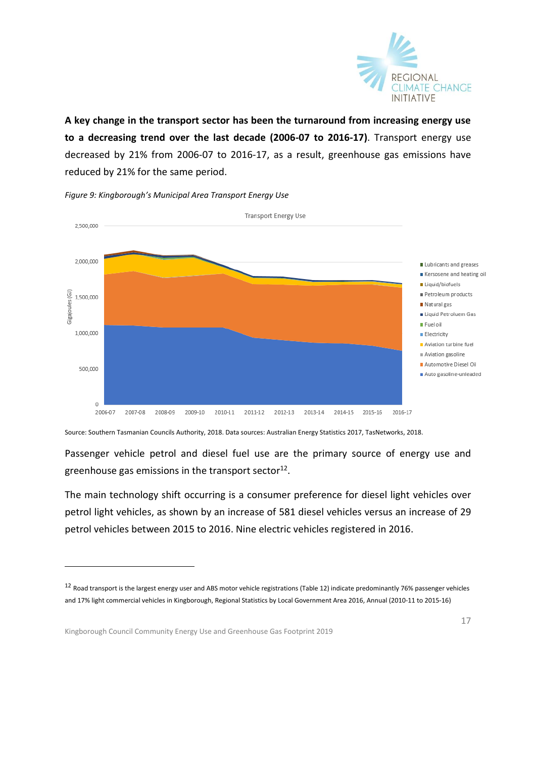**A key change in the transport sector has been the turnaround from increasing energy use to a decreasing trend over the last decade (2006-07 to 2016-17)**. Transport energy use decreased by 21% from 2006-07 to 2016-17, as a result, greenhouse gas emissions have reduced by 21% for the same period.

*Figure 9: Kingborough's Municipal Area Transport Energy Use*

Source: Southern Tasmanian Councils Authority, 2018. Data sources: Australian Energy Statistics 2017, TasNetworks, 2018.

Passenger vehicle petrol and diesel fuel use are the primary source of energy use and greenhouse gas emissions in the transport sector[12].

The main technology shift occurring is a consumer preference for diesel light vehicles over petrol light vehicles, as shown by an increase of 581 diesel vehicles versus an increase of 29 petrol vehicles between 2015 to 2016. Nine electric vehicles registered in 2016.

[12] Road transport is the largest energy user and ABS motor vehicle registrations (Table 12) indicate predominantly 76% passenger vehicles and 17% light commercial vehicles in Kingborough, Regional Statistics by Local Government Area 2016, Annual (2010-11 to 2015-16)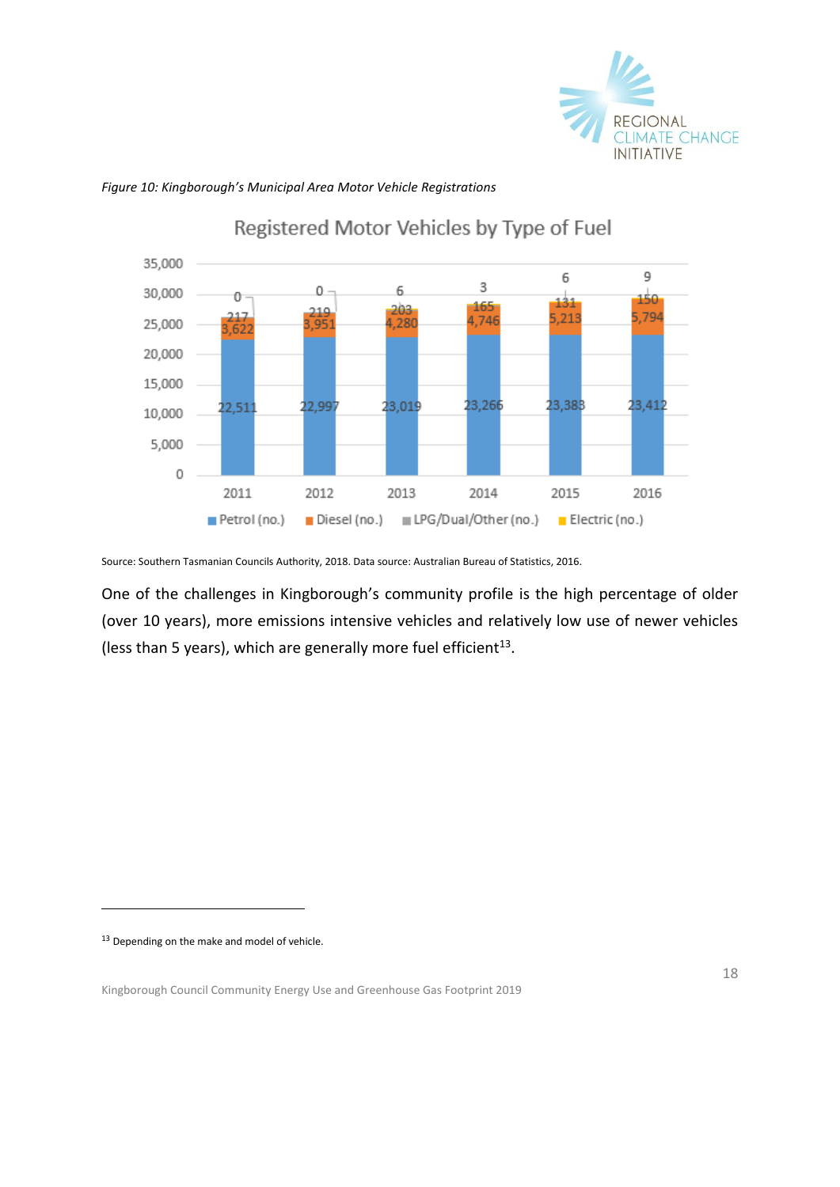*Figure 10: Kingborough's Municipal Area Motor Vehicle Registrations*

Registered Motor Vehicles by Type of Fuel

| Year | Petrol (no.) | Diesel (no.) | LPG/Dual/Other (no.) | Electric (no.) |
|---|---|---|---|---|
| 2011 | 22,511 | 3,622 | 217 | 0 |
| 2012 | 22,997 | 3,951 | 219 | 0 |
| 2013 | 23,019 | 4,280 | 203 | 6 |
| 2014 | 23,266 | 4,746 | 165 | 3 |
| 2015 | 23,383 | 5,213 | 131 | 6 |
| 2016 | 23,412 | 5,794 | 150 | 9 |

Source: Southern Tasmanian Councils Authority, 2018. Data source: Australian Bureau of Statistics, 2016.

One of the challenges in Kingborough's community profile is the high percentage of older (over 10 years), more emissions intensive vehicles and relatively low use of newer vehicles (less than 5 years), which are generally more fuel efficient[13].

[13] Depending on the make and model of vehicle.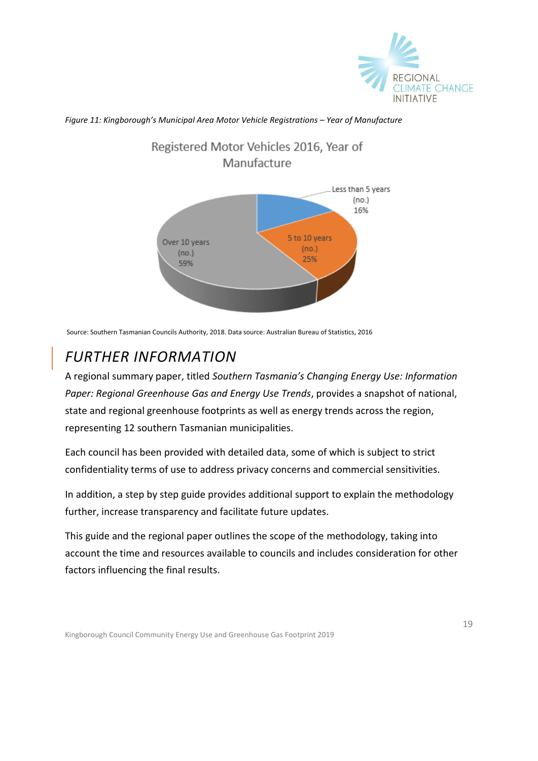*Figure 11: Kingborough's Municipal Area Motor Vehicle Registrations – Year of Manufacture*

Registered Motor Vehicles 2016, Year of Manufacture

Less than 5 years (no.) 16%

5 to 10 years (no.) 25%

Over 10 years (no.) 59%

Source: Southern Tasmanian Councils Authority, 2018. Data source: Australian Bureau of Statistics, 2016

# *FURTHER INFORMATION*

A regional summary paper, titled *Southern Tasmania's Changing Energy Use: Information Paper: Regional Greenhouse Gas and Energy Use Trends*, provides a snapshot of national, state and regional greenhouse footprints as well as energy trends across the region, representing 12 southern Tasmanian municipalities.

Each council has been provided with detailed data, some of which is subject to strict confidentiality terms of use to address privacy concerns and commercial sensitivities.

In addition, a step by step guide provides additional support to explain the methodology further, increase transparency and facilitate future updates.

This guide and the regional paper outlines the scope of the methodology, taking into account the time and resources available to councils and includes consideration for other factors influencing the final results.